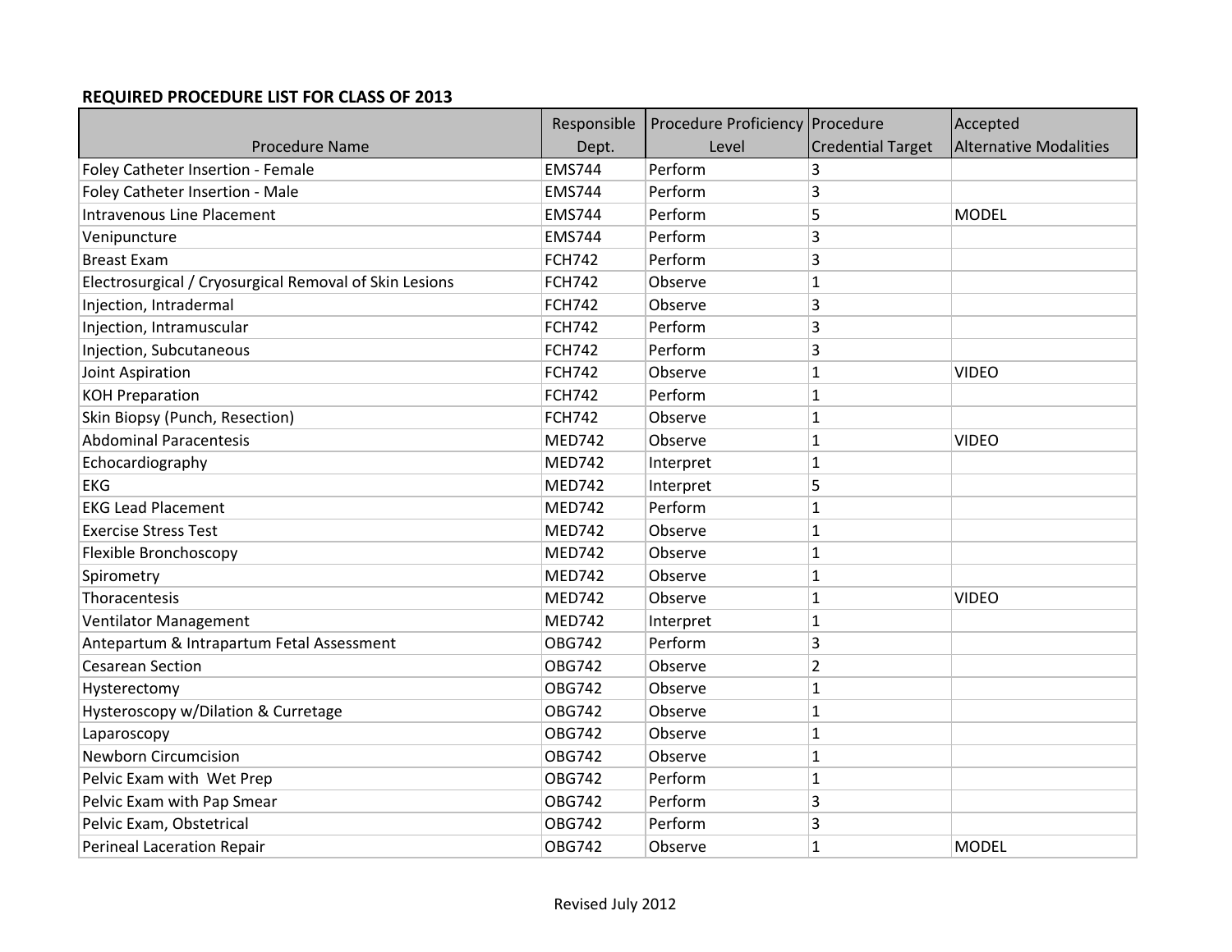## REQUIRED PROCEDURE LIST FOR CLASS OF 2013

| Procedure Name | Responsible Dept. | Procedure Proficiency Level | Procedure Credential Target | Accepted Alternative Modalities |
|---|---|---|---|---|
| Foley Catheter Insertion - Female | EMS744 | Perform | 3 | |
| Foley Catheter Insertion - Male | EMS744 | Perform | 3 | |
| Intravenous Line Placement | EMS744 | Perform | 5 | MODEL |
| Venipuncture | EMS744 | Perform | 3 | |
| Breast Exam | FCH742 | Perform | 3 | |
| Electrosurgical / Cryosurgical Removal of Skin Lesions | FCH742 | Observe | 1 | |
| Injection, Intradermal | FCH742 | Observe | 3 | |
| Injection, Intramuscular | FCH742 | Perform | 3 | |
| Injection, Subcutaneous | FCH742 | Perform | 3 | |
| Joint Aspiration | FCH742 | Observe | 1 | VIDEO |
| KOH Preparation | FCH742 | Perform | 1 | |
| Skin Biopsy (Punch, Resection) | FCH742 | Observe | 1 | |
| Abdominal Paracentesis | MED742 | Observe | 1 | VIDEO |
| Echocardiography | MED742 | Interpret | 1 | |
| EKG | MED742 | Interpret | 5 | |
| EKG Lead Placement | MED742 | Perform | 1 | |
| Exercise Stress Test | MED742 | Observe | 1 | |
| Flexible Bronchoscopy | MED742 | Observe | 1 | |
| Spirometry | MED742 | Observe | 1 | |
| Thoracentesis | MED742 | Observe | 1 | VIDEO |
| Ventilator Management | MED742 | Interpret | 1 | |
| Antepartum & Intrapartum Fetal Assessment | OBG742 | Perform | 3 | |
| Cesarean Section | OBG742 | Observe | 2 | |
| Hysterectomy | OBG742 | Observe | 1 | |
| Hysteroscopy w/Dilation & Curretage | OBG742 | Observe | 1 | |
| Laparoscopy | OBG742 | Observe | 1 | |
| Newborn Circumcision | OBG742 | Observe | 1 | |
| Pelvic Exam with Wet Prep | OBG742 | Perform | 1 | |
| Pelvic Exam with Pap Smear | OBG742 | Perform | 3 | |
| Pelvic Exam, Obstetrical | OBG742 | Perform | 3 | |
| Perineal Laceration Repair | OBG742 | Observe | 1 | MODEL |

Revised July 2012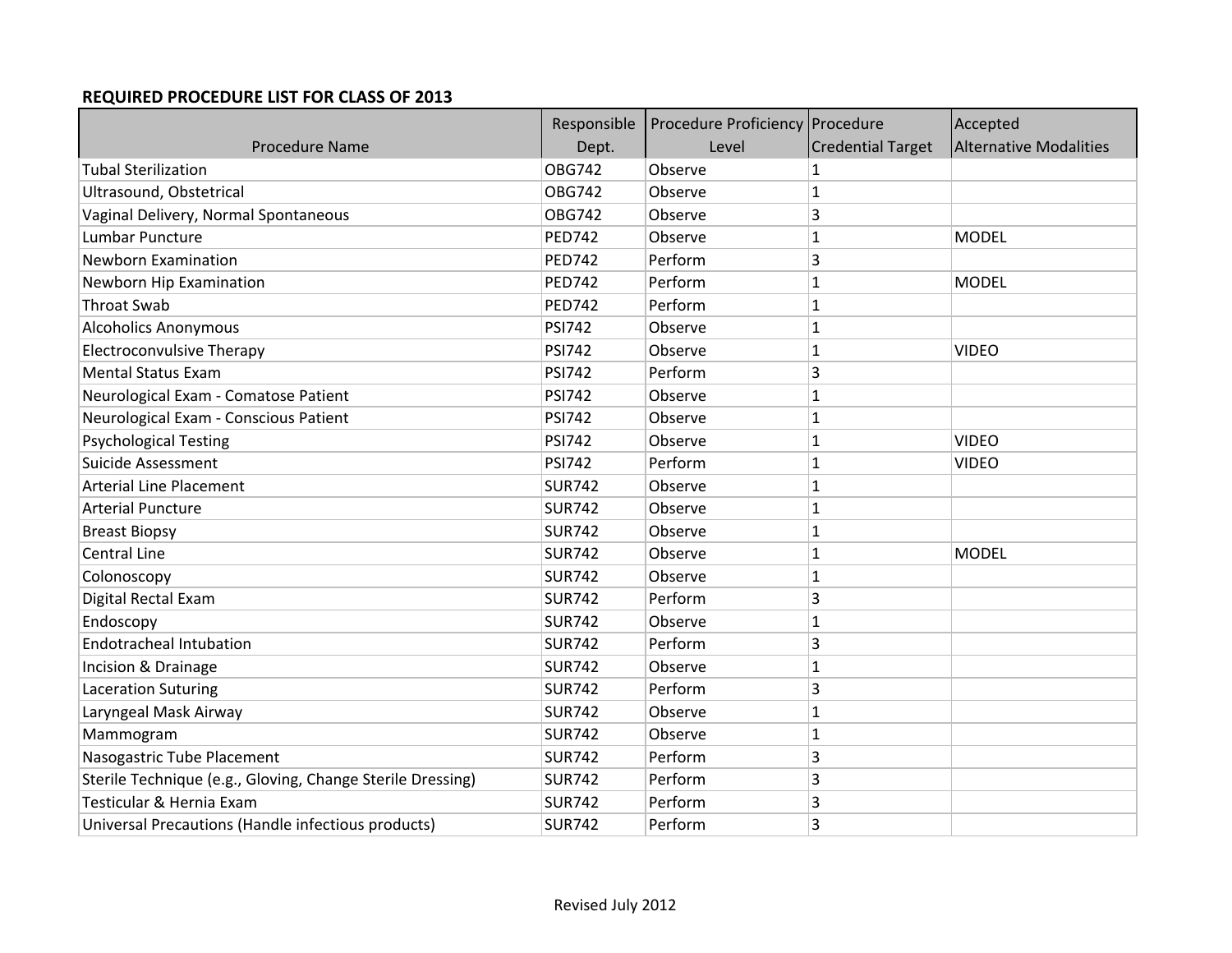**REQUIRED PROCEDURE LIST FOR CLASS OF 2013**

| Procedure Name | Responsible Dept. | Procedure Proficiency Level | Procedure Credential Target | Accepted Alternative Modalities |
|---|---|---|---|---|
| Tubal Sterilization | OBG742 | Observe | 1 | |
| Ultrasound, Obstetrical | OBG742 | Observe | 1 | |
| Vaginal Delivery, Normal Spontaneous | OBG742 | Observe | 3 | |
| Lumbar Puncture | PED742 | Observe | 1 | MODEL |
| Newborn Examination | PED742 | Perform | 3 | |
| Newborn Hip Examination | PED742 | Perform | 1 | MODEL |
| Throat Swab | PED742 | Perform | 1 | |
| Alcoholics Anonymous | PSI742 | Observe | 1 | |
| Electroconvulsive Therapy | PSI742 | Observe | 1 | VIDEO |
| Mental Status Exam | PSI742 | Perform | 3 | |
| Neurological Exam - Comatose Patient | PSI742 | Observe | 1 | |
| Neurological Exam - Conscious Patient | PSI742 | Observe | 1 | |
| Psychological Testing | PSI742 | Observe | 1 | VIDEO |
| Suicide Assessment | PSI742 | Perform | 1 | VIDEO |
| Arterial Line Placement | SUR742 | Observe | 1 | |
| Arterial Puncture | SUR742 | Observe | 1 | |
| Breast Biopsy | SUR742 | Observe | 1 | |
| Central Line | SUR742 | Observe | 1 | MODEL |
| Colonoscopy | SUR742 | Observe | 1 | |
| Digital Rectal Exam | SUR742 | Perform | 3 | |
| Endoscopy | SUR742 | Observe | 1 | |
| Endotracheal Intubation | SUR742 | Perform | 3 | |
| Incision & Drainage | SUR742 | Observe | 1 | |
| Laceration Suturing | SUR742 | Perform | 3 | |
| Laryngeal Mask Airway | SUR742 | Observe | 1 | |
| Mammogram | SUR742 | Observe | 1 | |
| Nasogastric Tube Placement | SUR742 | Perform | 3 | |
| Sterile Technique (e.g., Gloving, Change Sterile Dressing) | SUR742 | Perform | 3 | |
| Testicular & Hernia Exam | SUR742 | Perform | 3 | |
| Universal Precautions (Handle infectious products) | SUR742 | Perform | 3 | |

Revised July 2012